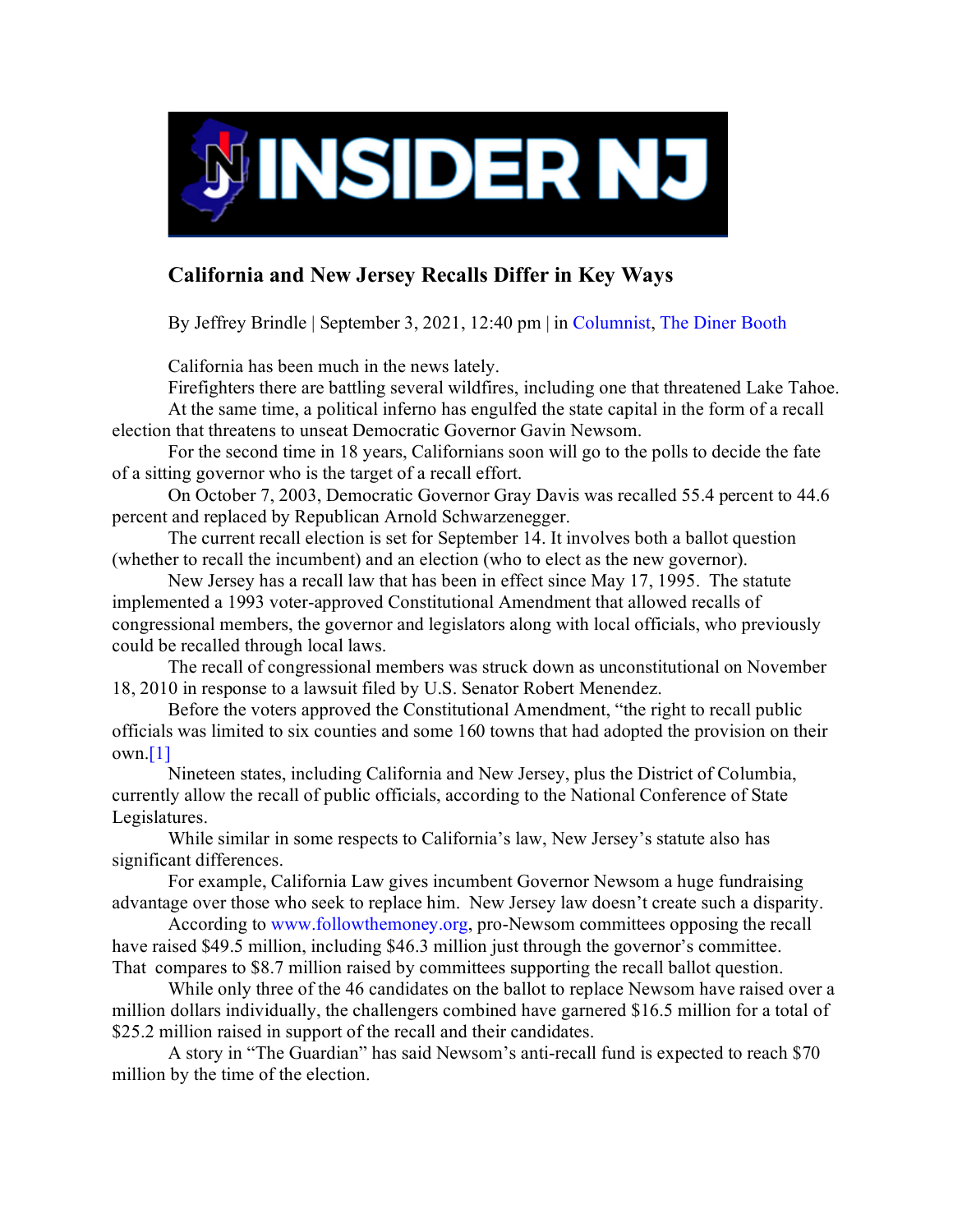INSIDER NJ

# California and New Jersey Recalls Differ in Key Ways

By Jeffrey Brindle | September 3, 2021, 12:40 pm | in Columnist, The Diner Booth

California has been much in the news lately.

Firefighters there are battling several wildfires, including one that threatened Lake Tahoe.

At the same time, a political inferno has engulfed the state capital in the form of a recall election that threatens to unseat Democratic Governor Gavin Newsom.

For the second time in 18 years, Californians soon will go to the polls to decide the fate of a sitting governor who is the target of a recall effort.

On October 7, 2003, Democratic Governor Gray Davis was recalled 55.4 percent to 44.6 percent and replaced by Republican Arnold Schwarzenegger.

The current recall election is set for September 14. It involves both a ballot question (whether to recall the incumbent) and an election (who to elect as the new governor).

New Jersey has a recall law that has been in effect since May 17, 1995. The statute implemented a 1993 voter-approved Constitutional Amendment that allowed recalls of congressional members, the governor and legislators along with local officials, who previously could be recalled through local laws.

The recall of congressional members was struck down as unconstitutional on November 18, 2010 in response to a lawsuit filed by U.S. Senator Robert Menendez.

Before the voters approved the Constitutional Amendment, "the right to recall public officials was limited to six counties and some 160 towns that had adopted the provision on their own.[1]

Nineteen states, including California and New Jersey, plus the District of Columbia, currently allow the recall of public officials, according to the National Conference of State Legislatures.

While similar in some respects to California's law, New Jersey's statute also has significant differences.

For example, California Law gives incumbent Governor Newsom a huge fundraising advantage over those who seek to replace him. New Jersey law doesn't create such a disparity.

According to www.followthemoney.org, pro-Newsom committees opposing the recall have raised $49.5 million, including $46.3 million just through the governor's committee. That compares to $8.7 million raised by committees supporting the recall ballot question.

While only three of the 46 candidates on the ballot to replace Newsom have raised over a million dollars individually, the challengers combined have garnered $16.5 million for a total of $25.2 million raised in support of the recall and their candidates.

A story in "The Guardian" has said Newsom's anti-recall fund is expected to reach $70 million by the time of the election.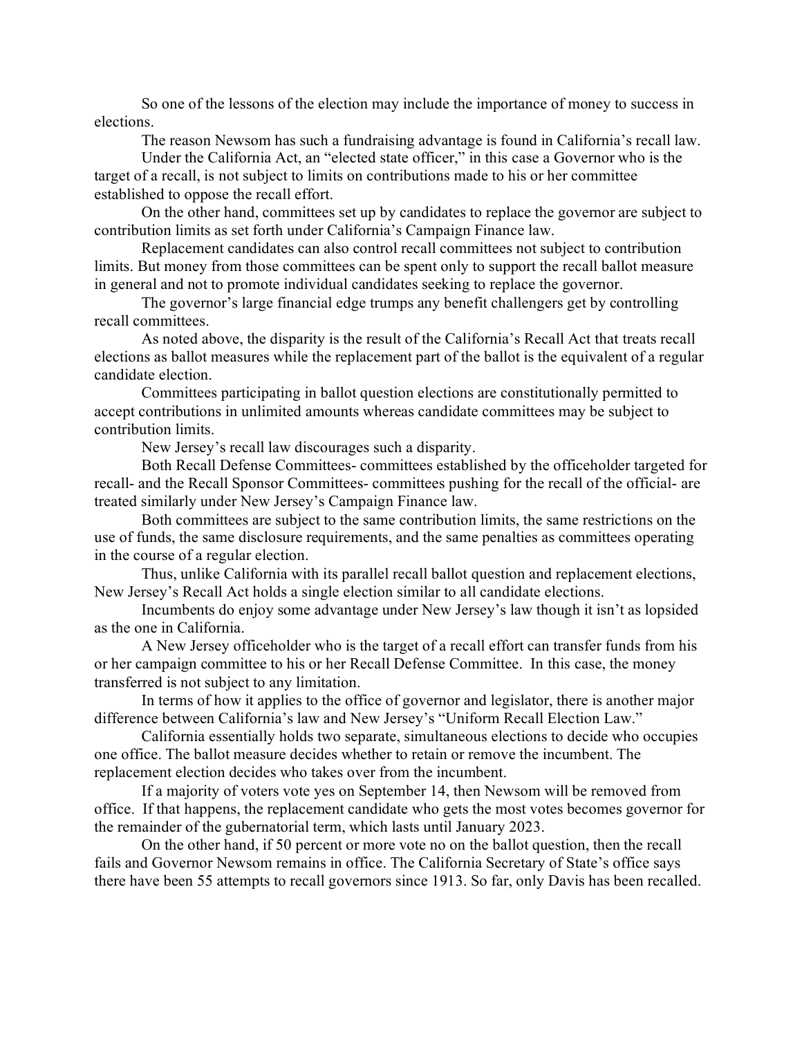So one of the lessons of the election may include the importance of money to success in elections.

The reason Newsom has such a fundraising advantage is found in California's recall law.

Under the California Act, an "elected state officer," in this case a Governor who is the target of a recall, is not subject to limits on contributions made to his or her committee established to oppose the recall effort.

On the other hand, committees set up by candidates to replace the governor are subject to contribution limits as set forth under California's Campaign Finance law.

Replacement candidates can also control recall committees not subject to contribution limits. But money from those committees can be spent only to support the recall ballot measure in general and not to promote individual candidates seeking to replace the governor.

The governor's large financial edge trumps any benefit challengers get by controlling recall committees.

As noted above, the disparity is the result of the California's Recall Act that treats recall elections as ballot measures while the replacement part of the ballot is the equivalent of a regular candidate election.

Committees participating in ballot question elections are constitutionally permitted to accept contributions in unlimited amounts whereas candidate committees may be subject to contribution limits.

New Jersey's recall law discourages such a disparity.

Both Recall Defense Committees- committees established by the officeholder targeted for recall- and the Recall Sponsor Committees- committees pushing for the recall of the official- are treated similarly under New Jersey's Campaign Finance law.

Both committees are subject to the same contribution limits, the same restrictions on the use of funds, the same disclosure requirements, and the same penalties as committees operating in the course of a regular election.

Thus, unlike California with its parallel recall ballot question and replacement elections, New Jersey's Recall Act holds a single election similar to all candidate elections.

Incumbents do enjoy some advantage under New Jersey's law though it isn't as lopsided as the one in California.

A New Jersey officeholder who is the target of a recall effort can transfer funds from his or her campaign committee to his or her Recall Defense Committee. In this case, the money transferred is not subject to any limitation.

In terms of how it applies to the office of governor and legislator, there is another major difference between California's law and New Jersey's "Uniform Recall Election Law."

California essentially holds two separate, simultaneous elections to decide who occupies one office. The ballot measure decides whether to retain or remove the incumbent. The replacement election decides who takes over from the incumbent.

If a majority of voters vote yes on September 14, then Newsom will be removed from office. If that happens, the replacement candidate who gets the most votes becomes governor for the remainder of the gubernatorial term, which lasts until January 2023.

On the other hand, if 50 percent or more vote no on the ballot question, then the recall fails and Governor Newsom remains in office. The California Secretary of State's office says there have been 55 attempts to recall governors since 1913. So far, only Davis has been recalled.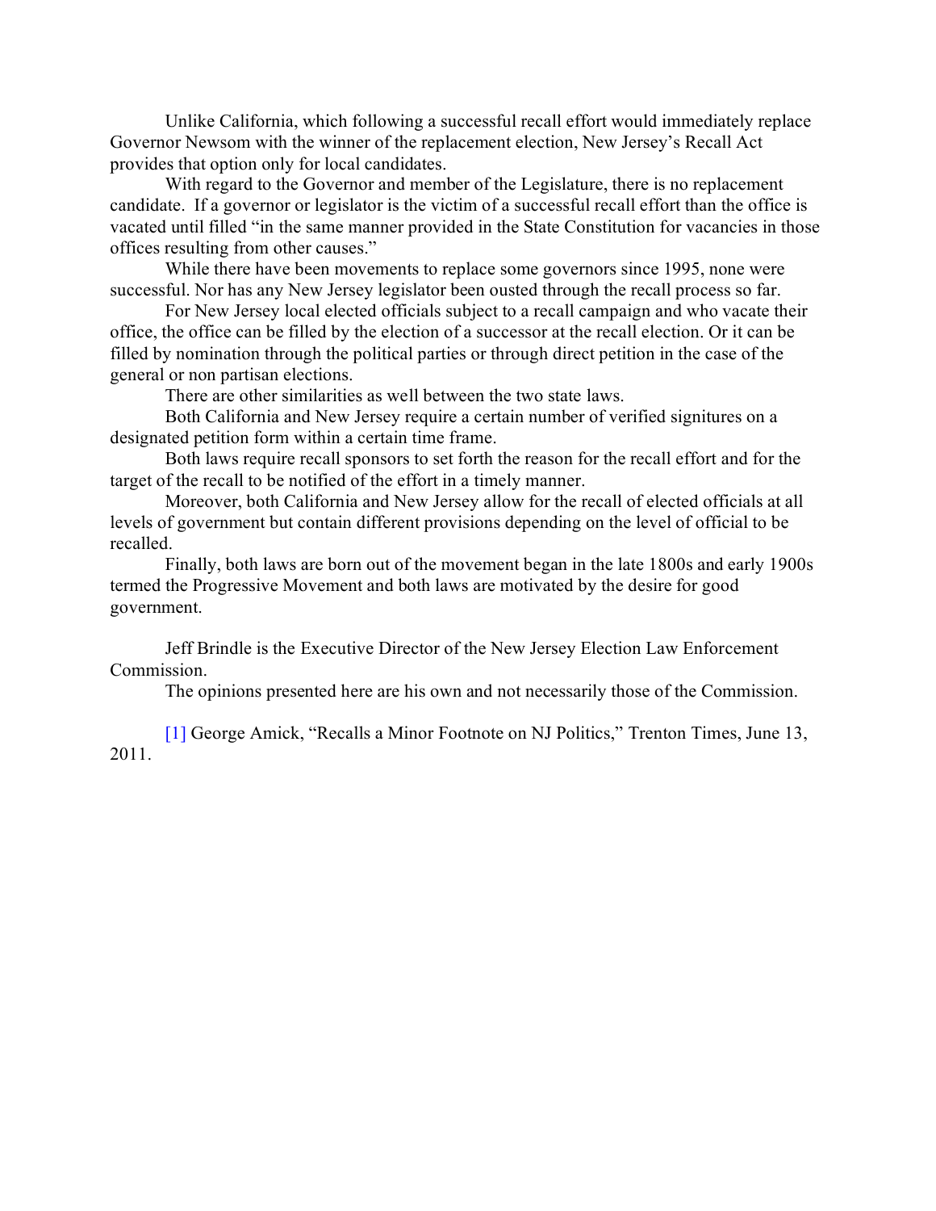Unlike California, which following a successful recall effort would immediately replace Governor Newsom with the winner of the replacement election, New Jersey's Recall Act provides that option only for local candidates.

With regard to the Governor and member of the Legislature, there is no replacement candidate. If a governor or legislator is the victim of a successful recall effort than the office is vacated until filled "in the same manner provided in the State Constitution for vacancies in those offices resulting from other causes."

While there have been movements to replace some governors since 1995, none were successful. Nor has any New Jersey legislator been ousted through the recall process so far.

For New Jersey local elected officials subject to a recall campaign and who vacate their office, the office can be filled by the election of a successor at the recall election. Or it can be filled by nomination through the political parties or through direct petition in the case of the general or non partisan elections.

There are other similarities as well between the two state laws.

Both California and New Jersey require a certain number of verified signitures on a designated petition form within a certain time frame.

Both laws require recall sponsors to set forth the reason for the recall effort and for the target of the recall to be notified of the effort in a timely manner.

Moreover, both California and New Jersey allow for the recall of elected officials at all levels of government but contain different provisions depending on the level of official to be recalled.

Finally, both laws are born out of the movement began in the late 1800s and early 1900s termed the Progressive Movement and both laws are motivated by the desire for good government.

Jeff Brindle is the Executive Director of the New Jersey Election Law Enforcement Commission.

The opinions presented here are his own and not necessarily those of the Commission.

[1] George Amick, "Recalls a Minor Footnote on NJ Politics," Trenton Times, June 13, 2011.